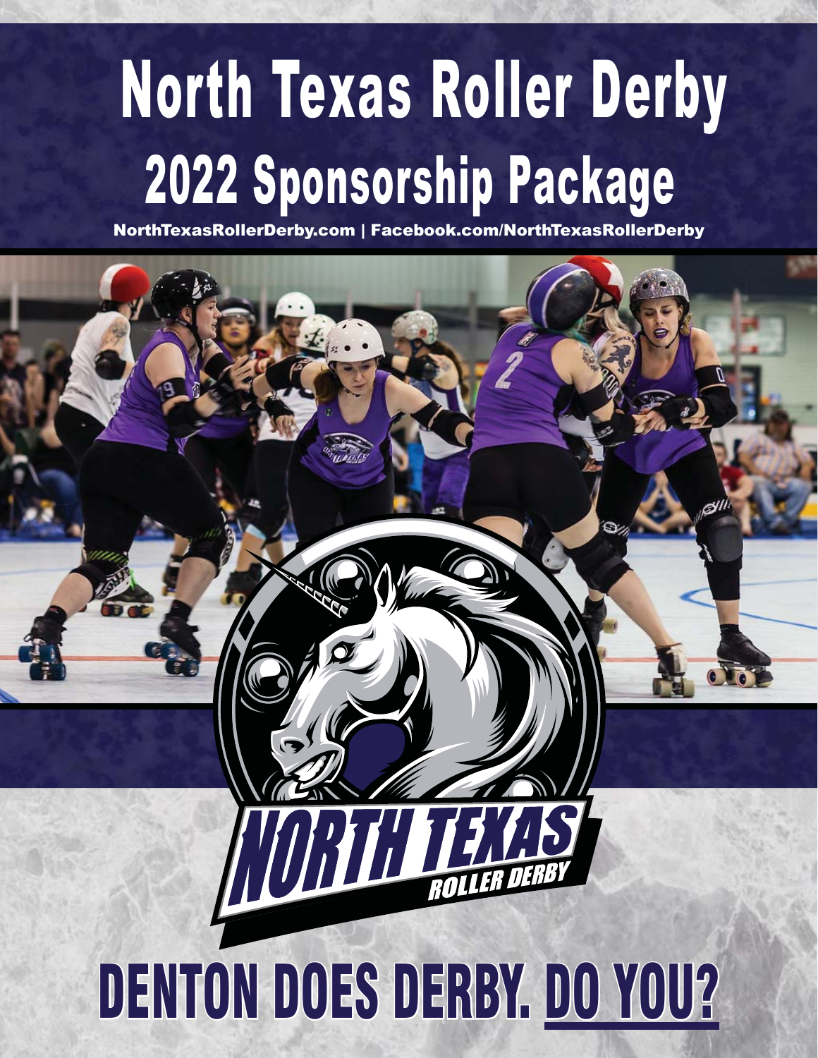# North Texas Roller Derby

## 2022 Sponsorship Package

NorthTexasRollerDerby.com | Facebook.com/NorthTexasRollerDerby

# DENTON DOES DERBY. DO YOU?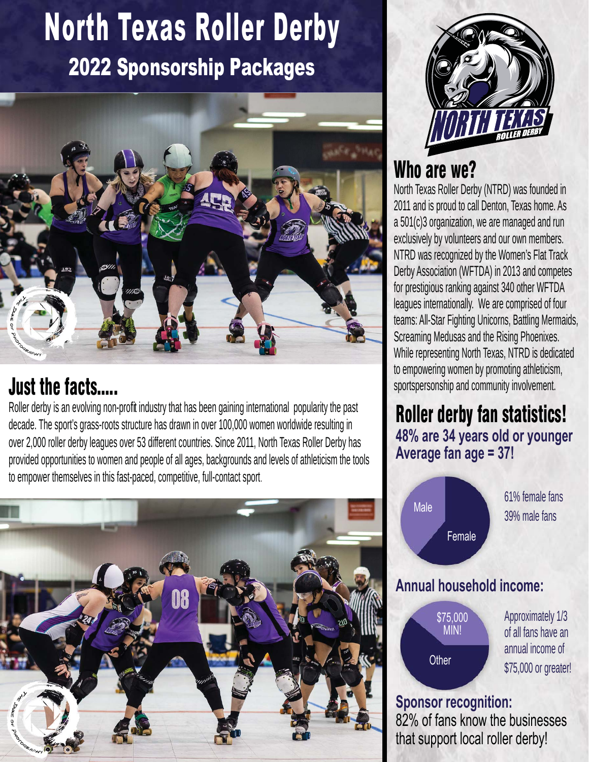# North Texas Roller Derby

## 2022 Sponsorship Packages

## Just the facts.....

Roller derby is an evolving non-profit industry that has been gaining international popularity the past decade. The sport's grass-roots structure has drawn in over 100,000 women worldwide resulting in over 2,000 roller derby leagues over 53 different countries. Since 2011, North Texas Roller Derby has provided opportunities to women and people of all ages, backgrounds and levels of athleticism the tools to empower themselves in this fast-paced, competitive, full-contact sport.

## Who are we?

North Texas Roller Derby (NTRD) was founded in 2011 and is proud to call Denton, Texas home. As a 501(c)3 organization, we are managed and run exclusively by volunteers and our own members. NTRD was recognized by the Women's Flat Track Derby Association (WFTDA) in 2013 and competes for prestigious ranking against 340 other WFTDA leagues internationally. We are comprised of four teams: All-Star Fighting Unicorns, Battling Mermaids, Screaming Medusas and the Rising Phoenixes. While representing North Texas, NTRD is dedicated to empowering women by promoting athleticism, sportspersonship and community involvement.

## Roller derby fan statistics!

**48% are 34 years old or younger**
**Average fan age = 37!**

Male / Female

61% female fans
39% male fans

### Annual household income:

$75,000 MIN! / Other

Approximately 1/3 of all fans have an annual income of $75,000 or greater!

### Sponsor recognition:

82% of fans know the businesses that support local roller derby!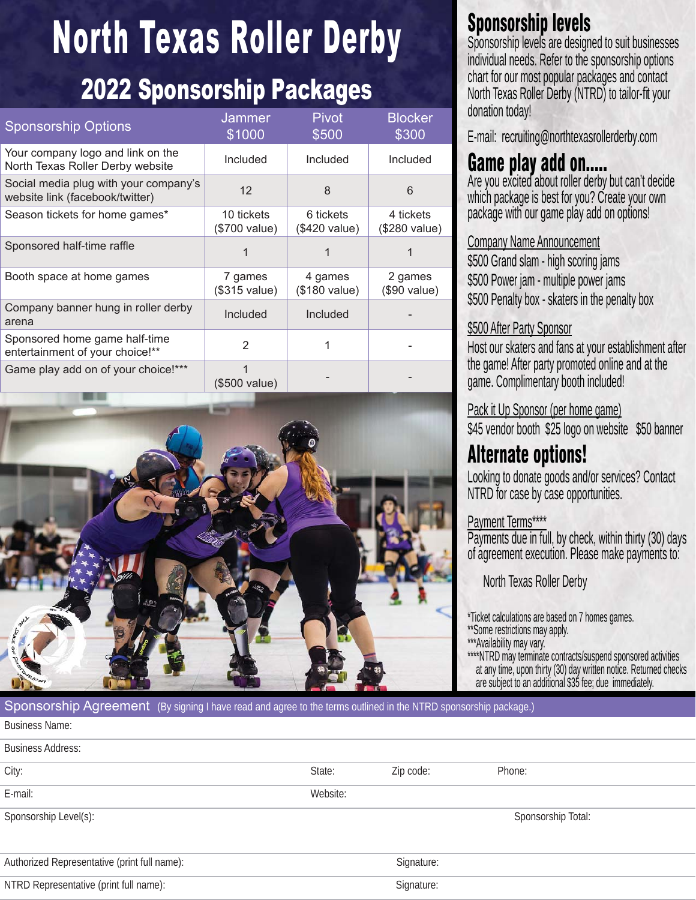# North Texas Roller Derby

## 2022 Sponsorship Packages

| Sponsorship Options | Jammer $1000 | Pivot $500 | Blocker $300 |
|---|---|---|---|
| Your company logo and link on the North Texas Roller Derby website | Included | Included | Included |
| Social media plug with your company's website link (facebook/twitter) | 12 | 8 | 6 |
| Season tickets for home games* | 10 tickets ($700 value) | 6 tickets ($420 value) | 4 tickets ($280 value) |
| Sponsored half-time raffle | 1 | 1 | 1 |
| Booth space at home games | 7 games ($315 value) | 4 games ($180 value) | 2 games ($90 value) |
| Company banner hung in roller derby arena | Included | Included | - |
| Sponsored home game half-time entertainment of your choice!** | 2 | 1 | - |
| Game play add on of your choice!*** | 1 ($500 value) | - | - |

## Sponsorship levels

Sponsorship levels are designed to suit businesses individual needs. Refer to the sponsorship options chart for our most popular packages and contact North Texas Roller Derby (NTRD) to tailor-fit your donation today!

E-mail: recruiting@northtexasrollerderby.com

## Game play add on.....

Are you excited about roller derby but can't decide which package is best for you? Create your own package with our game play add on options!

Company Name Announcement

$500 Grand slam - high scoring jams

$500 Power jam - multiple power jams

$500 Penalty box - skaters in the penalty box

$500 After Party Sponsor

Host our skaters and fans at your establishment after the game! After party promoted online and at the game. Complimentary booth included!

Pack it Up Sponsor (per home game)

$45 vendor booth $25 logo on website $50 banner

## Alternate options!

Looking to donate goods and/or services? Contact NTRD for case by case opportunities.

Payment Terms****

Payments due in full, by check, within thirty (30) days of agreement execution. Please make payments to:

North Texas Roller Derby

*Ticket calculations are based on 7 homes games.
**Some restrictions may apply.
***Availability may vary.
****NTRD may terminate contracts/suspend sponsored activities at any time, upon thirty (30) day written notice. Returned checks are subject to an additional $35 fee; due immediately.

## Sponsorship Agreement (By signing I have read and agree to the terms outlined in the NTRD sponsorship package.)

Business Name:

Business Address:

City: State: Zip code: Phone:

E-mail: Website:

Sponsorship Level(s): Sponsorship Total:

Authorized Representative (print full name): Signature:

NTRD Representative (print full name): Signature: